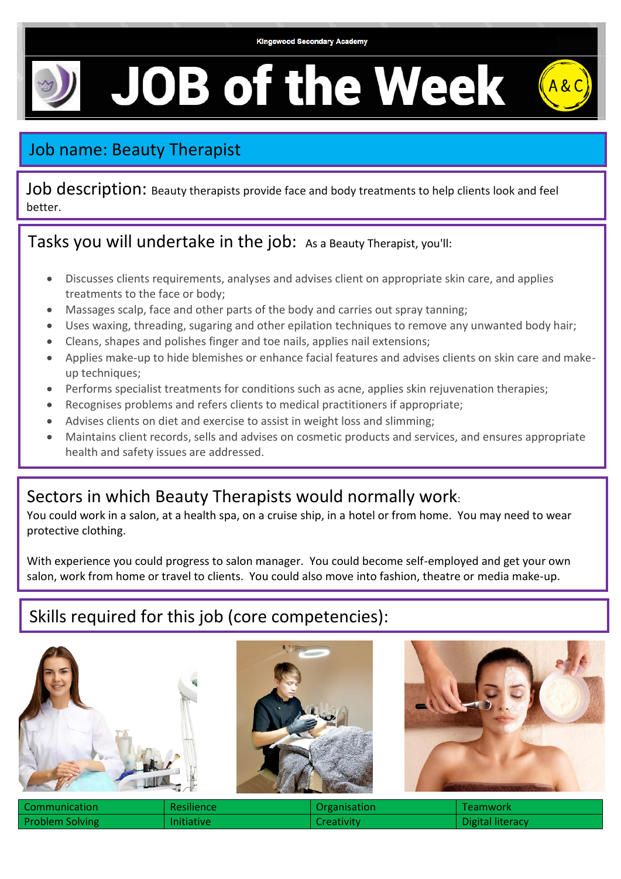Kingswood Secondary Academy

# JOB of the Week

A&C

## Job name: Beauty Therapist

**Job description:** Beauty therapists provide face and body treatments to help clients look and feel better.

## Tasks you will undertake in the job:

As a Beauty Therapist, you'll:

- Discusses clients requirements, analyses and advises client on appropriate skin care, and applies treatments to the face or body;
- Massages scalp, face and other parts of the body and carries out spray tanning;
- Uses waxing, threading, sugaring and other epilation techniques to remove any unwanted body hair;
- Cleans, shapes and polishes finger and toe nails, applies nail extensions;
- Applies make-up to hide blemishes or enhance facial features and advises clients on skin care and make-up techniques;
- Performs specialist treatments for conditions such as acne, applies skin rejuvenation therapies;
- Recognises problems and refers clients to medical practitioners if appropriate;
- Advises clients on diet and exercise to assist in weight loss and slimming;
- Maintains client records, sells and advises on cosmetic products and services, and ensures appropriate health and safety issues are addressed.

## Sectors in which Beauty Therapists would normally work:

You could work in a salon, at a health spa, on a cruise ship, in a hotel or from home. You may need to wear protective clothing.

With experience you could progress to salon manager. You could become self-employed and get your own salon, work from home or travel to clients. You could also move into fashion, theatre or media make-up.

## Skills required for this job (core competencies):

| Communication | Resilience | Organisation | Teamwork |
|---|---|---|---|
| Problem Solving | Initiative | Creativity | Digital literacy |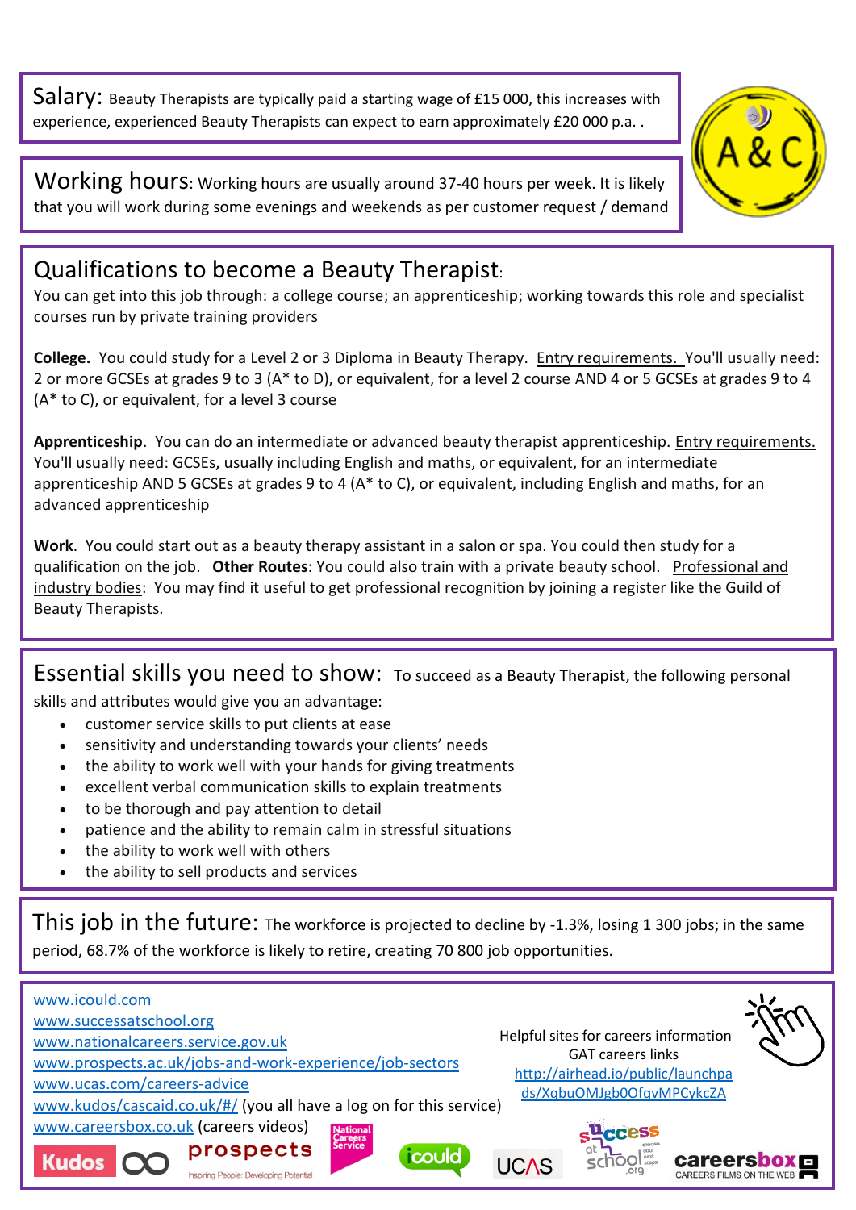## Salary:

Beauty Therapists are typically paid a starting wage of £15 000, this increases with experience, experienced Beauty Therapists can expect to earn approximately £20 000 p.a. .

## Working hours:

Working hours are usually around 37-40 hours per week. It is likely that you will work during some evenings and weekends as per customer request / demand

## Qualifications to become a Beauty Therapist:

You can get into this job through: a college course; an apprenticeship; working towards this role and specialist courses run by private training providers

**College.** You could study for a Level 2 or 3 Diploma in Beauty Therapy. Entry requirements. You'll usually need: 2 or more GCSEs at grades 9 to 3 (A* to D), or equivalent, for a level 2 course AND 4 or 5 GCSEs at grades 9 to 4 (A* to C), or equivalent, for a level 3 course

**Apprenticeship**. You can do an intermediate or advanced beauty therapist apprenticeship. Entry requirements. You'll usually need: GCSEs, usually including English and maths, or equivalent, for an intermediate apprenticeship AND 5 GCSEs at grades 9 to 4 (A* to C), or equivalent, including English and maths, for an advanced apprenticeship

**Work**. You could start out as a beauty therapy assistant in a salon or spa. You could then study for a qualification on the job. **Other Routes**: You could also train with a private beauty school. Professional and industry bodies: You may find it useful to get professional recognition by joining a register like the Guild of Beauty Therapists.

## Essential skills you need to show:

To succeed as a Beauty Therapist, the following personal skills and attributes would give you an advantage:

- customer service skills to put clients at ease
- sensitivity and understanding towards your clients' needs
- the ability to work well with your hands for giving treatments
- excellent verbal communication skills to explain treatments
- to be thorough and pay attention to detail
- patience and the ability to remain calm in stressful situations
- the ability to work well with others
- the ability to sell products and services

## This job in the future:

The workforce is projected to decline by -1.3%, losing 1 300 jobs; in the same period, 68.7% of the workforce is likely to retire, creating 70 800 job opportunities.

www.icould.com
www.successatschool.org
www.nationalcareers.service.gov.uk
www.prospects.ac.uk/jobs-and-work-experience/job-sectors
www.ucas.com/careers-advice
www.kudos/cascaid.co.uk/#/ (you all have a log on for this service)
www.careersbox.co.uk (careers videos)

Helpful sites for careers information
GAT careers links
http://airhead.io/public/launchpads/XqbuOMJgb0OfqvMPCykcZA